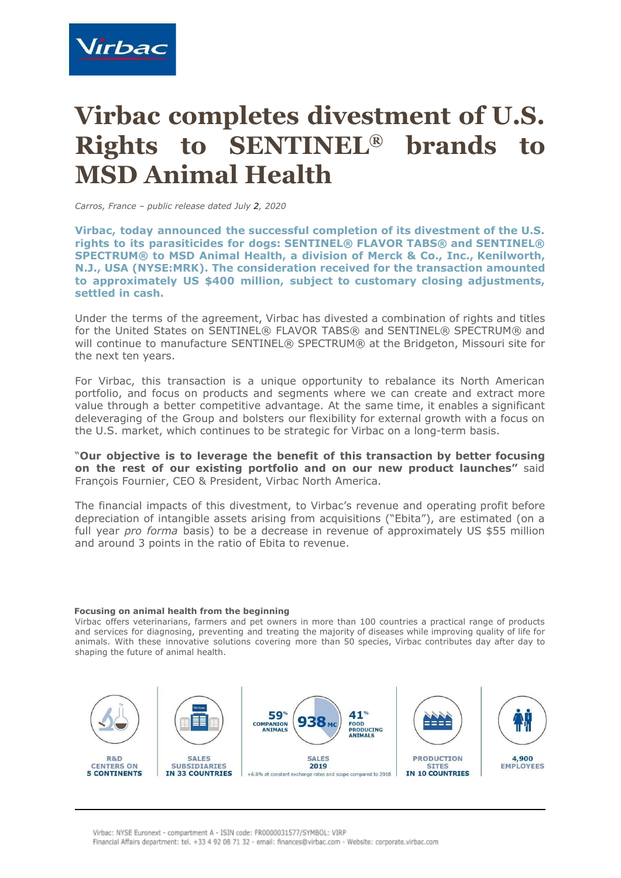# Virbac completes divestment of U.S. Rights to SENTINEL® brands to MSD Animal Health

*Carros, France – public release dated July 2, 2020*

**Virbac, today announced the successful completion of its divestment of the U.S. rights to its parasiticides for dogs: SENTINEL® FLAVOR TABS® and SENTINEL® SPECTRUM® to MSD Animal Health, a division of Merck & Co., Inc., Kenilworth, N.J., USA (NYSE:MRK). The consideration received for the transaction amounted to approximately US $400 million, subject to customary closing adjustments, settled in cash.**

Under the terms of the agreement, Virbac has divested a combination of rights and titles for the United States on SENTINEL® FLAVOR TABS® and SENTINEL® SPECTRUM® and will continue to manufacture SENTINEL® SPECTRUM® at the Bridgeton, Missouri site for the next ten years.

For Virbac, this transaction is a unique opportunity to rebalance its North American portfolio, and focus on products and segments where we can create and extract more value through a better competitive advantage. At the same time, it enables a significant deleveraging of the Group and bolsters our flexibility for external growth with a focus on the U.S. market, which continues to be strategic for Virbac on a long-term basis.

"**Our objective is to leverage the benefit of this transaction by better focusing on the rest of our existing portfolio and on our new product launches"** said François Fournier, CEO & President, Virbac North America.

The financial impacts of this divestment, to Virbac's revenue and operating profit before depreciation of intangible assets arising from acquisitions ("Ebita"), are estimated (on a full year *pro forma* basis) to be a decrease in revenue of approximately US $55 million and around 3 points in the ratio of Ebita to revenue.

**Focusing on animal health from the beginning**

Virbac offers veterinarians, farmers and pet owners in more than 100 countries a practical range of products and services for diagnosing, preventing and treating the majority of diseases while improving quality of life for animals. With these innovative solutions covering more than 50 species, Virbac contributes day after day to shaping the future of animal health.

- **R&D CENTERS ON 5 CONTINENTS**
- **SALES SUBSIDIARIES IN 33 COUNTRIES**
- **SALES 2019**: 938 M€ — 59% companion animals, 41% food producing animals (+6.6% at constant exchange rates and scope compared to 2018)
- **PRODUCTION SITES IN 10 COUNTRIES**
- **4,900 EMPLOYEES**

Virbac: NYSE Euronext - compartment A - ISIN code: FR0000031577/SYMBOL: VIRP
Financial Affairs department: tel. +33 4 92 08 71 32 - email: finances@virbac.com - Website: corporate.virbac.com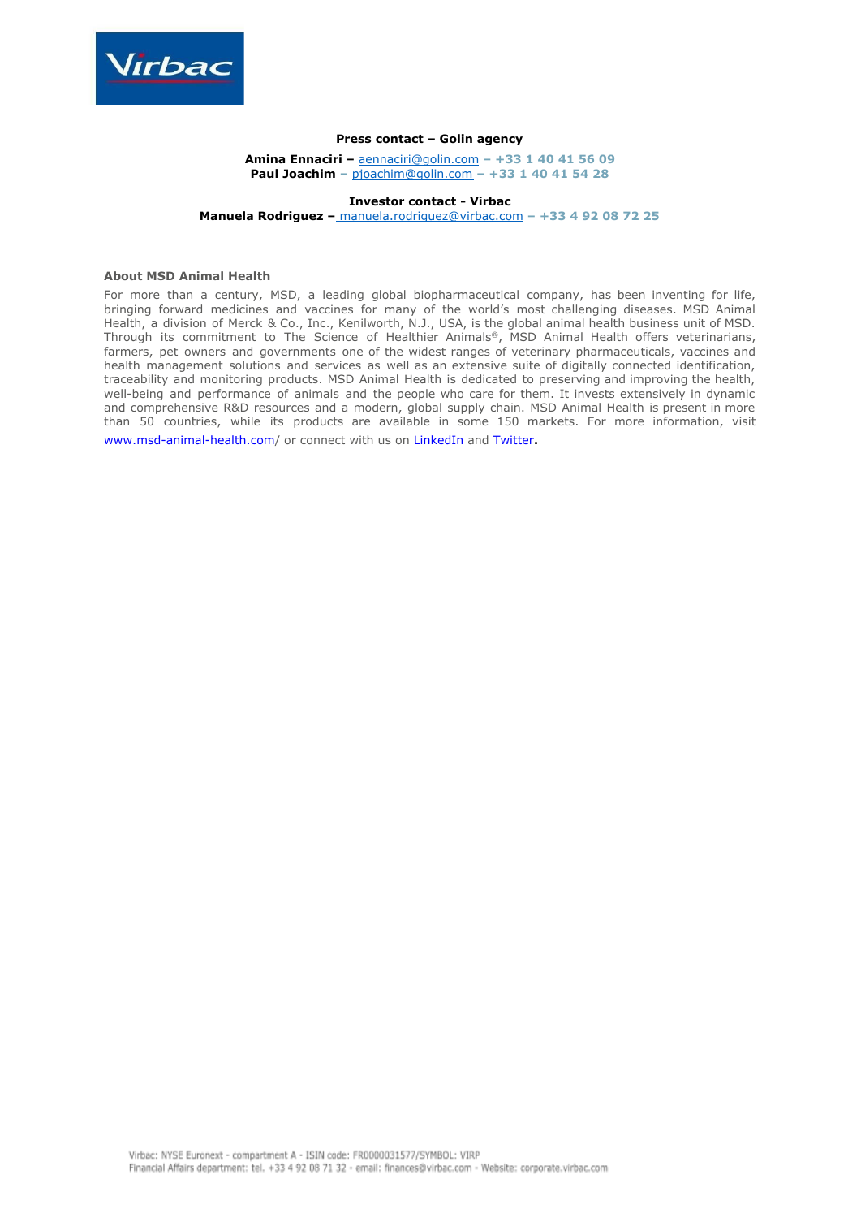**Press contact – Golin agency**

**Amina Ennaciri –** aennaciri@golin.com **– +33 1 40 41 56 09**
**Paul Joachim –** pjoachim@golin.com **– +33 1 40 41 54 28**

**Investor contact - Virbac**
**Manuela Rodriguez –** manuela.rodriguez@virbac.com **– +33 4 92 08 72 25**

**About MSD Animal Health**

For more than a century, MSD, a leading global biopharmaceutical company, has been inventing for life, bringing forward medicines and vaccines for many of the world's most challenging diseases. MSD Animal Health, a division of Merck & Co., Inc., Kenilworth, N.J., USA, is the global animal health business unit of MSD. Through its commitment to The Science of Healthier Animals®, MSD Animal Health offers veterinarians, farmers, pet owners and governments one of the widest ranges of veterinary pharmaceuticals, vaccines and health management solutions and services as well as an extensive suite of digitally connected identification, traceability and monitoring products. MSD Animal Health is dedicated to preserving and improving the health, well-being and performance of animals and the people who care for them. It invests extensively in dynamic and comprehensive R&D resources and a modern, global supply chain. MSD Animal Health is present in more than 50 countries, while its products are available in some 150 markets. For more information, visit www.msd-animal-health.com/ or connect with us on LinkedIn and Twitter**.**

Virbac: NYSE Euronext - compartment A - ISIN code: FR0000031577/SYMBOL: VIRP
Financial Affairs department: tel. +33 4 92 08 71 32 - email: finances@virbac.com - Website: corporate.virbac.com